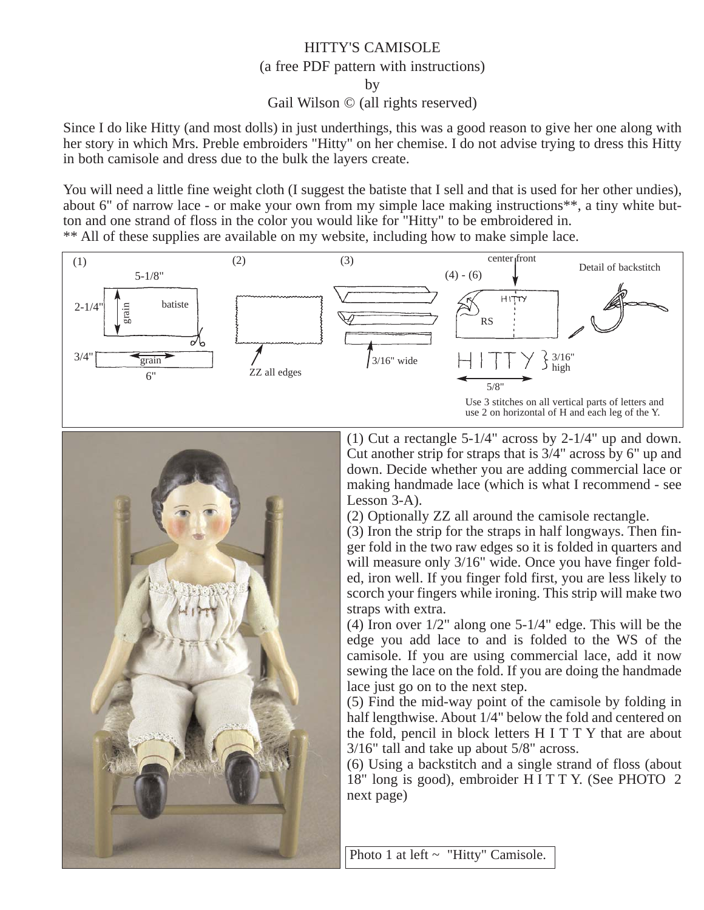# HITTY'S CAMISOLE

(a free PDF pattern with instructions)

by

Gail Wilson © (all rights reserved)

Since I do like Hitty (and most dolls) in just underthings, this was a good reason to give her one along with her story in which Mrs. Preble embroiders "Hitty" on her chemise. I do not advise trying to dress this Hitty in both camisole and dress due to the bulk the layers create.

You will need a little fine weight cloth (I suggest the batiste that I sell and that is used for her other undies), about 6" of narrow lace - or make your own from my simple lace making instructions**, a tiny white button and one strand of floss in the color you would like for "Hitty" to be embroidered in.

** All of these supplies are available on my website, including how to make simple lace.

(1) 5-1/8" 2-1/4" grain batiste 3/4" grain 6" (2) ZZ all edges (3) 3/16" wide (4) - (6) center front HITTY RS HITTY 3/16" high 5/8" Detail of backstitch

Use 3 stitches on all vertical parts of letters and use 2 on horizontal of H and each leg of the Y.

(1) Cut a rectangle 5-1/4" across by 2-1/4" up and down. Cut another strip for straps that is 3/4" across by 6" up and down. Decide whether you are adding commercial lace or making handmade lace (which is what I recommend - see Lesson 3-A).

(2) Optionally ZZ all around the camisole rectangle.

(3) Iron the strip for the straps in half longways. Then finger fold in the two raw edges so it is folded in quarters and will measure only 3/16" wide. Once you have finger folded, iron well. If you finger fold first, you are less likely to scorch your fingers while ironing. This strip will make two straps with extra.

(4) Iron over 1/2" along one 5-1/4" edge. This will be the edge you add lace to and is folded to the WS of the camisole. If you are using commercial lace, add it now sewing the lace on the fold. If you are doing the handmade lace just go on to the next step.

(5) Find the mid-way point of the camisole by folding in half lengthwise. About 1/4" below the fold and centered on the fold, pencil in block letters H I T T Y that are about 3/16" tall and take up about 5/8" across.

(6) Using a backstitch and a single strand of floss (about 18" long is good), embroider H I T T Y. (See PHOTO 2 next page)

Photo 1 at left ~ "Hitty" Camisole.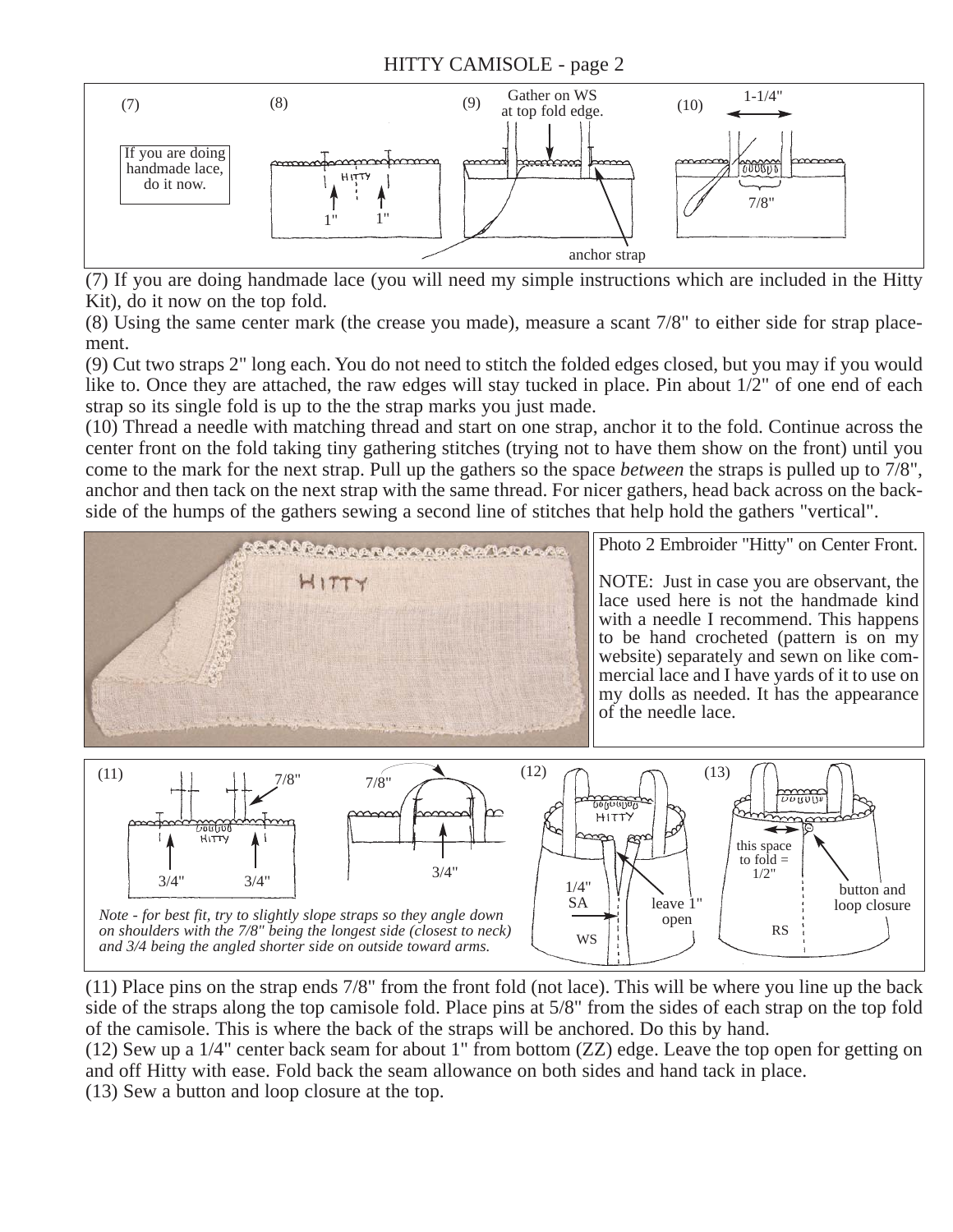# HITTY CAMISOLE - page 2

(7)

If you are doing handmade lace, do it now.

(8)

HITTY

1" 1"

(9)

Gather on WS at top fold edge.

anchor strap

(10)

1-1/4"

7/8"

(7) If you are doing handmade lace (you will need my simple instructions which are included in the Hitty Kit), do it now on the top fold.

(8) Using the same center mark (the crease you made), measure a scant 7/8" to either side for strap placement.

(9) Cut two straps 2" long each. You do not need to stitch the folded edges closed, but you may if you would like to. Once they are attached, the raw edges will stay tucked in place. Pin about 1/2" of one end of each strap so its single fold is up to the the strap marks you just made.

(10) Thread a needle with matching thread and start on one strap, anchor it to the fold. Continue across the center front on the fold taking tiny gathering stitches (trying not to have them show on the front) until you come to the mark for the next strap. Pull up the gathers so the space *between* the straps is pulled up to 7/8", anchor and then tack on the next strap with the same thread. For nicer gathers, head back across on the backside of the humps of the gathers sewing a second line of stitches that help hold the gathers "vertical".

Photo 2 Embroider "Hitty" on Center Front.

NOTE: Just in case you are observant, the lace used here is not the handmade kind with a needle I recommend. This happens to be hand crocheted (pattern is on my website) separately and sewn on like commercial lace and I have yards of it to use on my dolls as needed. It has the appearance of the needle lace.

(11)

7/8"

HITTY

3/4" 3/4"

7/8"

3/4"

*Note - for best fit, try to slightly slope straps so they angle down on shoulders with the 7/8" being the longest side (closest to neck) and 3/4 being the angled shorter side on outside toward arms.*

(12)

HITTY

1/4" SA

leave 1" open

WS

(13)

this space to fold = 1/2"

button and loop closure

RS

(11) Place pins on the strap ends 7/8" from the front fold (not lace). This will be where you line up the back side of the straps along the top camisole fold. Place pins at 5/8" from the sides of each strap on the top fold of the camisole. This is where the back of the straps will be anchored. Do this by hand.

(12) Sew up a 1/4" center back seam for about 1" from bottom (ZZ) edge. Leave the top open for getting on and off Hitty with ease. Fold back the seam allowance on both sides and hand tack in place.

(13) Sew a button and loop closure at the top.